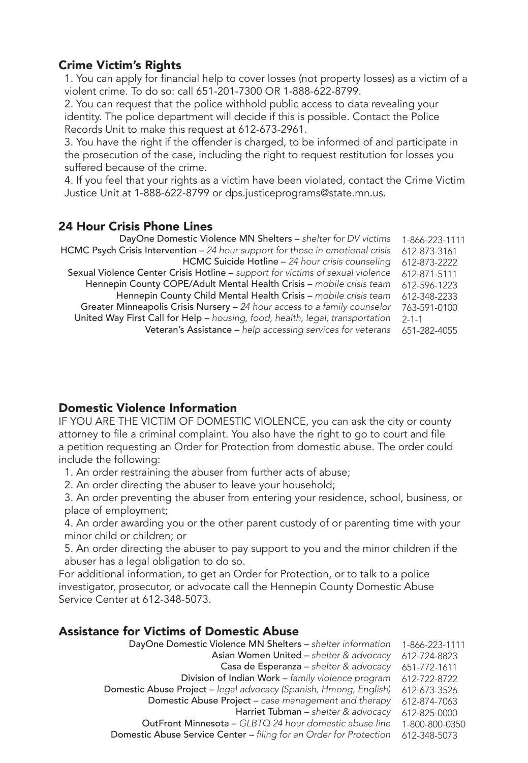## Crime Victim's Rights

1. You can apply for financial help to cover losses (not property losses) as a victim of a violent crime. To do so: call 651-201-7300 OR 1-888-622-8799.
2. You can request that the police withhold public access to data revealing your identity. The police department will decide if this is possible. Contact the Police Records Unit to make this request at 612-673-2961.
3. You have the right if the offender is charged, to be informed of and participate in the prosecution of the case, including the right to request restitution for losses you suffered because of the crime.
4. If you feel that your rights as a victim have been violated, contact the Crime Victim Justice Unit at 1-888-622-8799 or dps.justiceprograms@state.mn.us.

## 24 Hour Crisis Phone Lines

| | |
|---|---|
| DayOne Domestic Violence MN Shelters – *shelter for DV victims* | 1-866-223-1111 |
| HCMC Psych Crisis Intervention – *24 hour support for those in emotional crisis* | 612-873-3161 |
| HCMC Suicide Hotline – *24 hour crisis counseling* | 612-873-2222 |
| Sexual Violence Center Crisis Hotline – *support for victims of sexual violence* | 612-871-5111 |
| Hennepin County COPE/Adult Mental Health Crisis – *mobile crisis team* | 612-596-1223 |
| Hennepin County Child Mental Health Crisis – *mobile crisis team* | 612-348-2233 |
| Greater Minneapolis Crisis Nursery – *24 hour access to a family counselor* | 763-591-0100 |
| United Way First Call for Help – *housing, food, health, legal, transportation* | 2-1-1 |
| Veteran's Assistance – *help accessing services for veterans* | 651-282-4055 |

## Domestic Violence Information

IF YOU ARE THE VICTIM OF DOMESTIC VIOLENCE, you can ask the city or county attorney to file a criminal complaint. You also have the right to go to court and file a petition requesting an Order for Protection from domestic abuse. The order could include the following:

1. An order restraining the abuser from further acts of abuse;
2. An order directing the abuser to leave your household;
3. An order preventing the abuser from entering your residence, school, business, or place of employment;
4. An order awarding you or the other parent custody of or parenting time with your minor child or children; or
5. An order directing the abuser to pay support to you and the minor children if the abuser has a legal obligation to do so.

For additional information, to get an Order for Protection, or to talk to a police investigator, prosecutor, or advocate call the Hennepin County Domestic Abuse Service Center at 612-348-5073.

## Assistance for Victims of Domestic Abuse

| | |
|---|---|
| DayOne Domestic Violence MN Shelters – *shelter information* | 1-866-223-1111 |
| Asian Women United – *shelter & advocacy* | 612-724-8823 |
| Casa de Esperanza – *shelter & advocacy* | 651-772-1611 |
| Division of Indian Work – *family violence program* | 612-722-8722 |
| Domestic Abuse Project – *legal advocacy (Spanish, Hmong, English)* | 612-673-3526 |
| Domestic Abuse Project – *case management and therapy* | 612-874-7063 |
| Harriet Tubman – *shelter & advocacy* | 612-825-0000 |
| OutFront Minnesota – *GLBTQ 24 hour domestic abuse line* | 1-800-800-0350 |
| Domestic Abuse Service Center – *filing for an Order for Protection* | 612-348-5073 |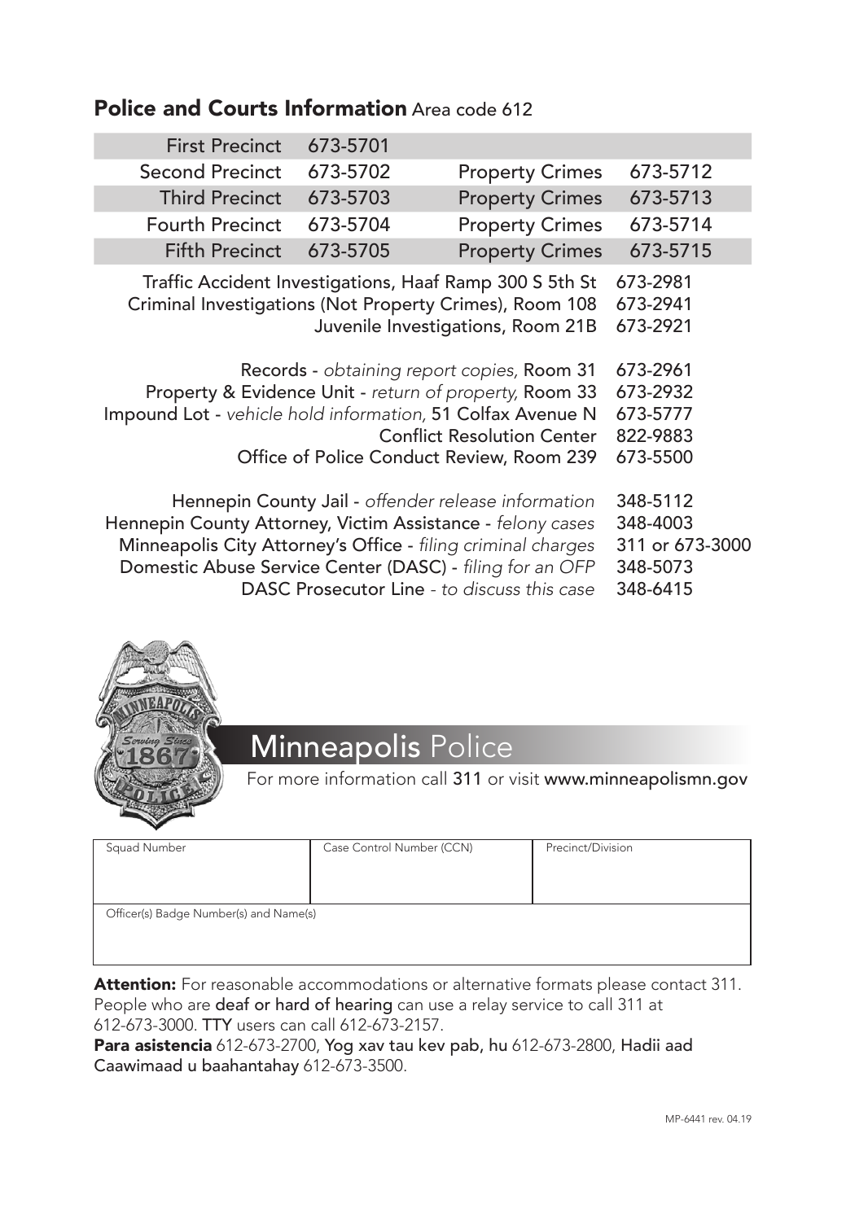## Police and Courts Information Area code 612

| | | | |
|---|---|---|---|
| First Precinct | 673-5701 | | |
| Second Precinct | 673-5702 | Property Crimes | 673-5712 |
| Third Precinct | 673-5703 | Property Crimes | 673-5713 |
| Fourth Precinct | 673-5704 | Property Crimes | 673-5714 |
| Fifth Precinct | 673-5705 | Property Crimes | 673-5715 |

| | |
|---|---|
| Traffic Accident Investigations, Haaf Ramp 300 S 5th St | 673-2981 |
| Criminal Investigations (Not Property Crimes), Room 108 | 673-2941 |
| Juvenile Investigations, Room 21B | 673-2921 |
| Records - *obtaining report copies,* Room 31 | 673-2961 |
| Property & Evidence Unit - *return of property,* Room 33 | 673-2932 |
| Impound Lot - *vehicle hold information,* 51 Colfax Avenue N | 673-5777 |
| Conflict Resolution Center | 822-9883 |
| Office of Police Conduct Review, Room 239 | 673-5500 |
| Hennepin County Jail - *offender release information* | 348-5112 |
| Hennepin County Attorney, Victim Assistance - *felony cases* | 348-4003 |
| Minneapolis City Attorney's Office - *filing criminal charges* | 311 or 673-3000 |
| Domestic Abuse Service Center (DASC) - *filing for an OFP* | 348-5073 |
| DASC Prosecutor Line - *to discuss this case* | 348-6415 |

# Minneapolis Police

For more information call **311** or visit **www.minneapolismn.gov**

| Squad Number | Case Control Number (CCN) | Precinct/Division |
|---|---|---|
| | | |
| Officer(s) Badge Number(s) and Name(s) | | |
| | | |

**Attention:** For reasonable accommodations or alternative formats please contact 311. People who are **deaf or hard of hearing** can use a relay service to call 311 at 612-673-3000. **TTY** users can call 612-673-2157.

**Para asistencia** 612-673-2700, **Yog xav tau kev pab, hu** 612-673-2800, **Hadii aad Caawimaad u baahantahay** 612-673-3500.

MP-6441 rev. 04.19